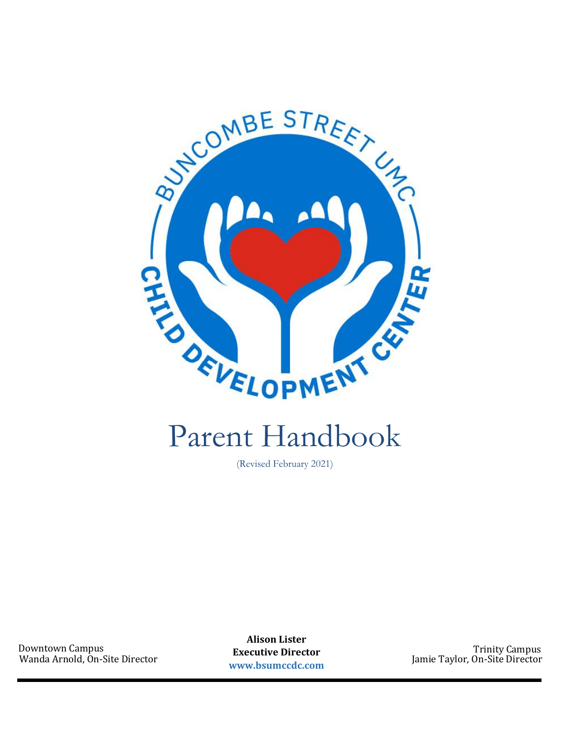# Parent Handbook

(Revised February 2021)

Downtown Campus
Wanda Arnold, On-Site Director

**Alison Lister**
**Executive Director**
**www.bsumccdc.com**

Trinity Campus
Jamie Taylor, On-Site Director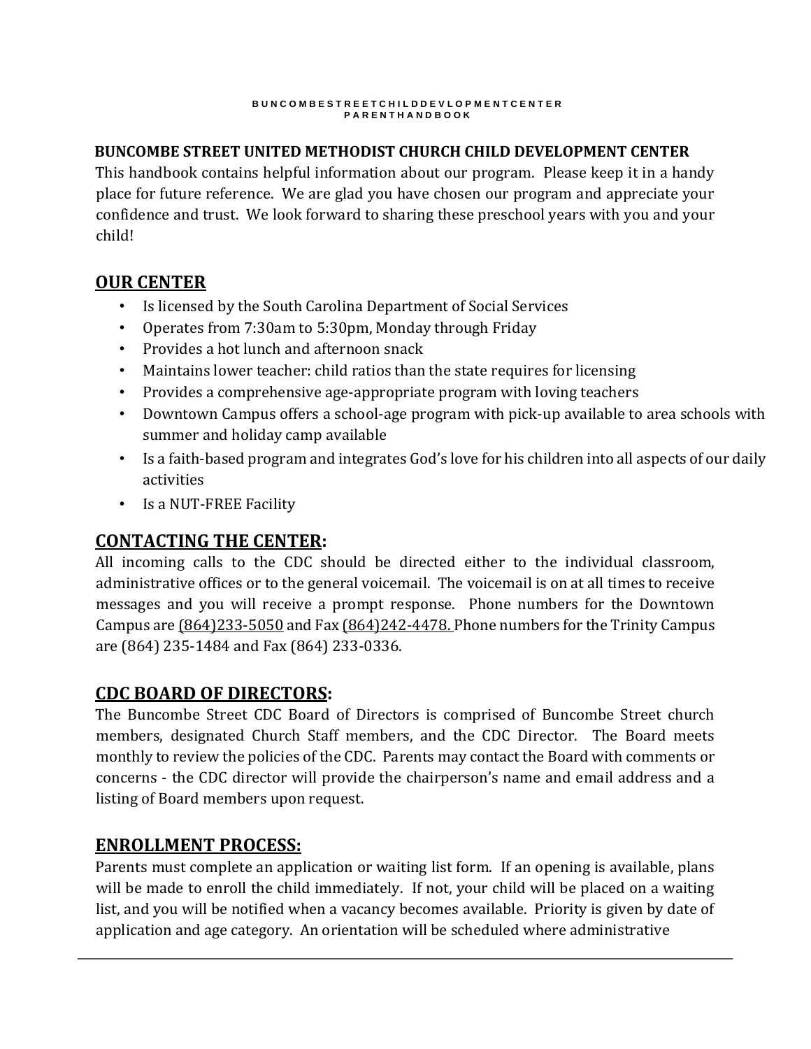**BUNCOMBE STREET UNITED METHODIST CHURCH CHILD DEVELOPMENT CENTER**

This handbook contains helpful information about our program. Please keep it in a handy place for future reference. We are glad you have chosen our program and appreciate your confidence and trust. We look forward to sharing these preschool years with you and your child!

## OUR CENTER

- Is licensed by the South Carolina Department of Social Services
- Operates from 7:30am to 5:30pm, Monday through Friday
- Provides a hot lunch and afternoon snack
- Maintains lower teacher: child ratios than the state requires for licensing
- Provides a comprehensive age-appropriate program with loving teachers
- Downtown Campus offers a school-age program with pick-up available to area schools with summer and holiday camp available
- Is a faith-based program and integrates God's love for his children into all aspects of our daily activities
- Is a NUT-FREE Facility

## CONTACTING THE CENTER:

All incoming calls to the CDC should be directed either to the individual classroom, administrative offices or to the general voicemail. The voicemail is on at all times to receive messages and you will receive a prompt response. Phone numbers for the Downtown Campus are (864)233-5050 and Fax (864)242-4478. Phone numbers for the Trinity Campus are (864) 235-1484 and Fax (864) 233-0336.

## CDC BOARD OF DIRECTORS:

The Buncombe Street CDC Board of Directors is comprised of Buncombe Street church members, designated Church Staff members, and the CDC Director. The Board meets monthly to review the policies of the CDC. Parents may contact the Board with comments or concerns - the CDC director will provide the chairperson's name and email address and a listing of Board members upon request.

## ENROLLMENT PROCESS:

Parents must complete an application or waiting list form. If an opening is available, plans will be made to enroll the child immediately. If not, your child will be placed on a waiting list, and you will be notified when a vacancy becomes available. Priority is given by date of application and age category. An orientation will be scheduled where administrative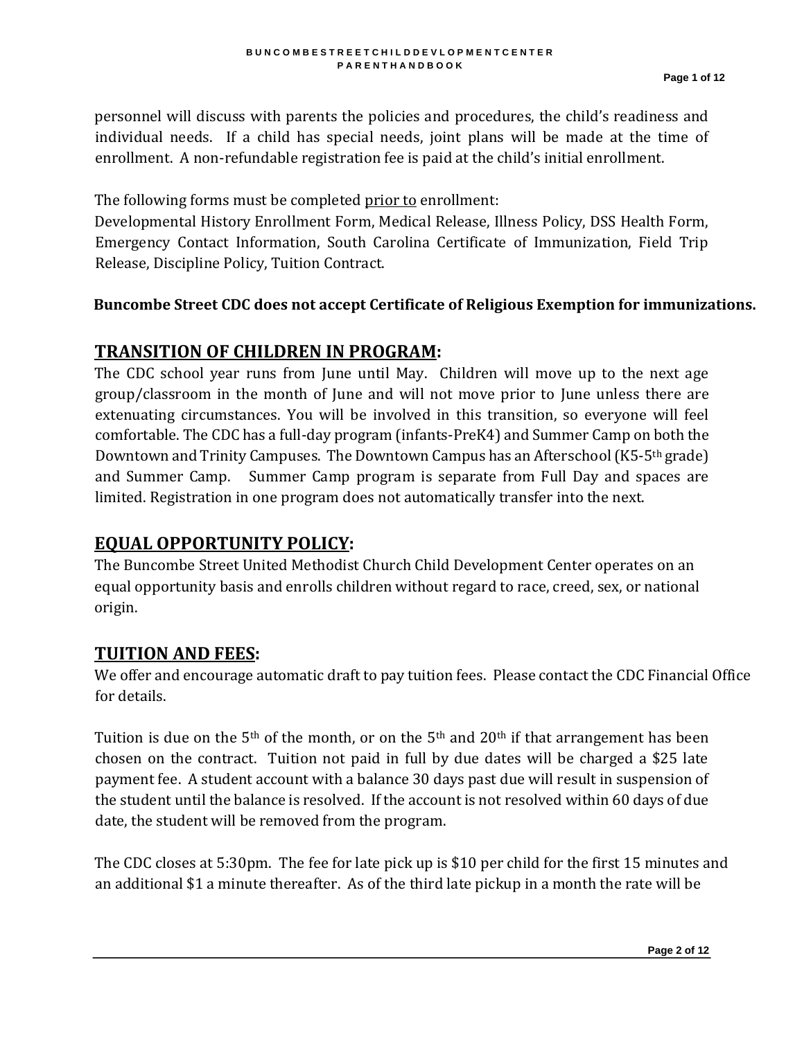personnel will discuss with parents the policies and procedures, the child's readiness and individual needs. If a child has special needs, joint plans will be made at the time of enrollment. A non-refundable registration fee is paid at the child's initial enrollment.

The following forms must be completed prior to enrollment:
Developmental History Enrollment Form, Medical Release, Illness Policy, DSS Health Form, Emergency Contact Information, South Carolina Certificate of Immunization, Field Trip Release, Discipline Policy, Tuition Contract.

**Buncombe Street CDC does not accept Certificate of Religious Exemption for immunizations.**

## TRANSITION OF CHILDREN IN PROGRAM:

The CDC school year runs from June until May. Children will move up to the next age group/classroom in the month of June and will not move prior to June unless there are extenuating circumstances. You will be involved in this transition, so everyone will feel comfortable. The CDC has a full-day program (infants-PreK4) and Summer Camp on both the Downtown and Trinity Campuses. The Downtown Campus has an Afterschool (K5-5th grade) and Summer Camp. Summer Camp program is separate from Full Day and spaces are limited. Registration in one program does not automatically transfer into the next.

## EQUAL OPPORTUNITY POLICY:

The Buncombe Street United Methodist Church Child Development Center operates on an equal opportunity basis and enrolls children without regard to race, creed, sex, or national origin.

## TUITION AND FEES:

We offer and encourage automatic draft to pay tuition fees. Please contact the CDC Financial Office for details.

Tuition is due on the 5th of the month, or on the 5th and 20th if that arrangement has been chosen on the contract. Tuition not paid in full by due dates will be charged a $25 late payment fee. A student account with a balance 30 days past due will result in suspension of the student until the balance is resolved. If the account is not resolved within 60 days of due date, the student will be removed from the program.

The CDC closes at 5:30pm. The fee for late pick up is $10 per child for the first 15 minutes and an additional $1 a minute thereafter. As of the third late pickup in a month the rate will be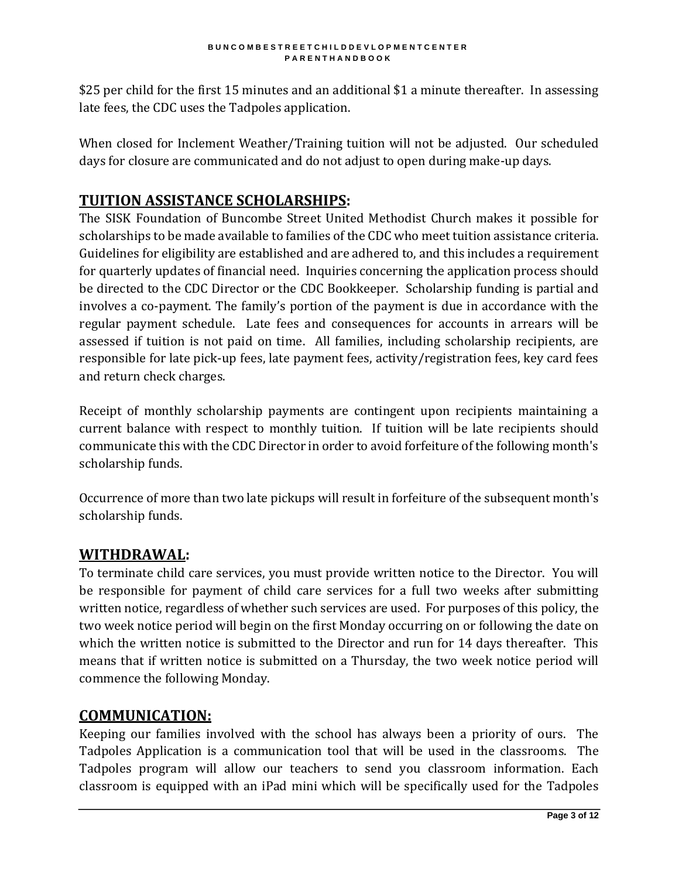$25 per child for the first 15 minutes and an additional $1 a minute thereafter. In assessing late fees, the CDC uses the Tadpoles application.

When closed for Inclement Weather/Training tuition will not be adjusted. Our scheduled days for closure are communicated and do not adjust to open during make-up days.

## TUITION ASSISTANCE SCHOLARSHIPS:

The SISK Foundation of Buncombe Street United Methodist Church makes it possible for scholarships to be made available to families of the CDC who meet tuition assistance criteria. Guidelines for eligibility are established and are adhered to, and this includes a requirement for quarterly updates of financial need. Inquiries concerning the application process should be directed to the CDC Director or the CDC Bookkeeper. Scholarship funding is partial and involves a co-payment. The family's portion of the payment is due in accordance with the regular payment schedule. Late fees and consequences for accounts in arrears will be assessed if tuition is not paid on time. All families, including scholarship recipients, are responsible for late pick-up fees, late payment fees, activity/registration fees, key card fees and return check charges.

Receipt of monthly scholarship payments are contingent upon recipients maintaining a current balance with respect to monthly tuition. If tuition will be late recipients should communicate this with the CDC Director in order to avoid forfeiture of the following month's scholarship funds.

Occurrence of more than two late pickups will result in forfeiture of the subsequent month's scholarship funds.

## WITHDRAWAL:

To terminate child care services, you must provide written notice to the Director. You will be responsible for payment of child care services for a full two weeks after submitting written notice, regardless of whether such services are used. For purposes of this policy, the two week notice period will begin on the first Monday occurring on or following the date on which the written notice is submitted to the Director and run for 14 days thereafter. This means that if written notice is submitted on a Thursday, the two week notice period will commence the following Monday.

## COMMUNICATION:

Keeping our families involved with the school has always been a priority of ours. The Tadpoles Application is a communication tool that will be used in the classrooms. The Tadpoles program will allow our teachers to send you classroom information. Each classroom is equipped with an iPad mini which will be specifically used for the Tadpoles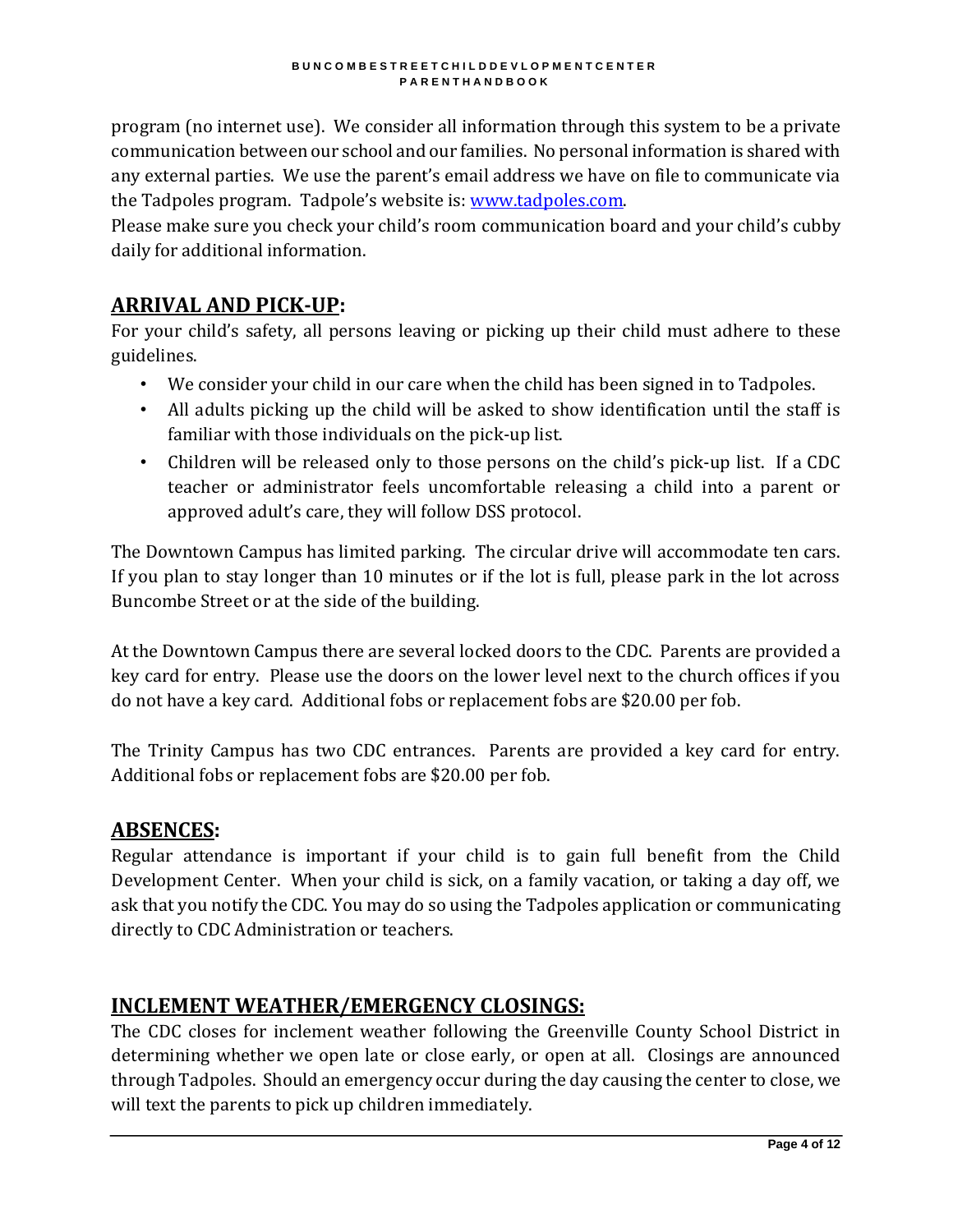program (no internet use). We consider all information through this system to be a private communication between our school and our families. No personal information is shared with any external parties. We use the parent's email address we have on file to communicate via the Tadpoles program. Tadpole's website is: [www.tadpoles.com](http://www.tadpoles.com).
Please make sure you check your child's room communication board and your child's cubby daily for additional information.

## **ARRIVAL AND PICK-UP:**

For your child's safety, all persons leaving or picking up their child must adhere to these guidelines.

- We consider your child in our care when the child has been signed in to Tadpoles.
- All adults picking up the child will be asked to show identification until the staff is familiar with those individuals on the pick-up list.
- Children will be released only to those persons on the child's pick-up list. If a CDC teacher or administrator feels uncomfortable releasing a child into a parent or approved adult's care, they will follow DSS protocol.

The Downtown Campus has limited parking. The circular drive will accommodate ten cars. If you plan to stay longer than 10 minutes or if the lot is full, please park in the lot across Buncombe Street or at the side of the building.

At the Downtown Campus there are several locked doors to the CDC. Parents are provided a key card for entry. Please use the doors on the lower level next to the church offices if you do not have a key card. Additional fobs or replacement fobs are $20.00 per fob.

The Trinity Campus has two CDC entrances. Parents are provided a key card for entry. Additional fobs or replacement fobs are $20.00 per fob.

## **ABSENCES:**

Regular attendance is important if your child is to gain full benefit from the Child Development Center. When your child is sick, on a family vacation, or taking a day off, we ask that you notify the CDC. You may do so using the Tadpoles application or communicating directly to CDC Administration or teachers.

## **INCLEMENT WEATHER/EMERGENCY CLOSINGS:**

The CDC closes for inclement weather following the Greenville County School District in determining whether we open late or close early, or open at all. Closings are announced through Tadpoles. Should an emergency occur during the day causing the center to close, we will text the parents to pick up children immediately.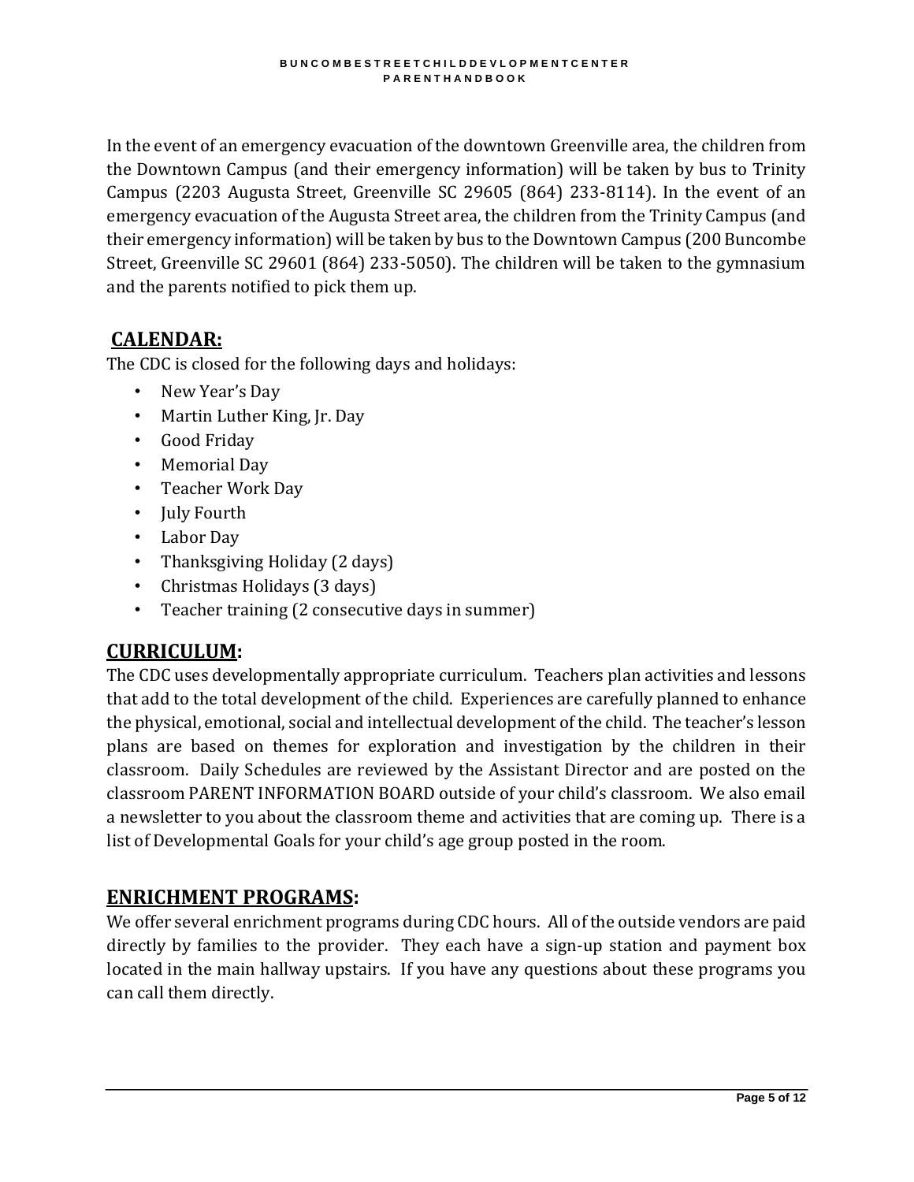In the event of an emergency evacuation of the downtown Greenville area, the children from the Downtown Campus (and their emergency information) will be taken by bus to Trinity Campus (2203 Augusta Street, Greenville SC 29605 (864) 233-8114). In the event of an emergency evacuation of the Augusta Street area, the children from the Trinity Campus (and their emergency information) will be taken by bus to the Downtown Campus (200 Buncombe Street, Greenville SC 29601 (864) 233-5050). The children will be taken to the gymnasium and the parents notified to pick them up.

## CALENDAR:

The CDC is closed for the following days and holidays:

- New Year's Day
- Martin Luther King, Jr. Day
- Good Friday
- Memorial Day
- Teacher Work Day
- July Fourth
- Labor Day
- Thanksgiving Holiday (2 days)
- Christmas Holidays (3 days)
- Teacher training (2 consecutive days in summer)

## CURRICULUM:

The CDC uses developmentally appropriate curriculum. Teachers plan activities and lessons that add to the total development of the child. Experiences are carefully planned to enhance the physical, emotional, social and intellectual development of the child. The teacher's lesson plans are based on themes for exploration and investigation by the children in their classroom. Daily Schedules are reviewed by the Assistant Director and are posted on the classroom PARENT INFORMATION BOARD outside of your child's classroom. We also email a newsletter to you about the classroom theme and activities that are coming up. There is a list of Developmental Goals for your child's age group posted in the room.

## ENRICHMENT PROGRAMS:

We offer several enrichment programs during CDC hours. All of the outside vendors are paid directly by families to the provider. They each have a sign-up station and payment box located in the main hallway upstairs. If you have any questions about these programs you can call them directly.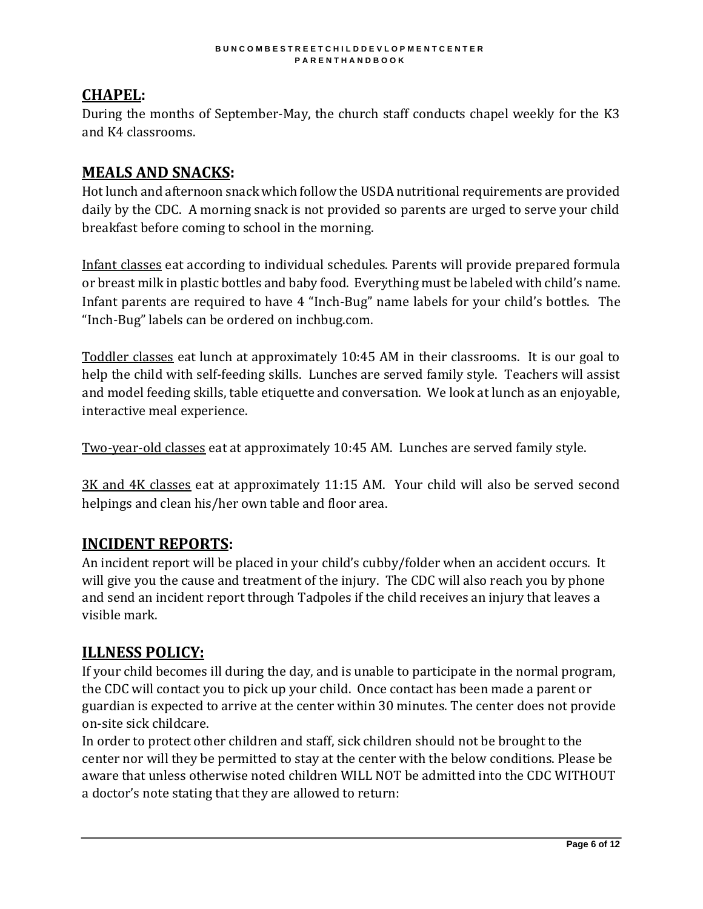## CHAPEL:

During the months of September-May, the church staff conducts chapel weekly for the K3 and K4 classrooms.

## MEALS AND SNACKS:

Hot lunch and afternoon snack which follow the USDA nutritional requirements are provided daily by the CDC. A morning snack is not provided so parents are urged to serve your child breakfast before coming to school in the morning.

Infant classes eat according to individual schedules. Parents will provide prepared formula or breast milk in plastic bottles and baby food. Everything must be labeled with child's name. Infant parents are required to have 4 "Inch-Bug" name labels for your child's bottles. The "Inch-Bug" labels can be ordered on inchbug.com.

Toddler classes eat lunch at approximately 10:45 AM in their classrooms. It is our goal to help the child with self-feeding skills. Lunches are served family style. Teachers will assist and model feeding skills, table etiquette and conversation. We look at lunch as an enjoyable, interactive meal experience.

Two-year-old classes eat at approximately 10:45 AM. Lunches are served family style.

3K and 4K classes eat at approximately 11:15 AM. Your child will also be served second helpings and clean his/her own table and floor area.

## INCIDENT REPORTS:

An incident report will be placed in your child's cubby/folder when an accident occurs. It will give you the cause and treatment of the injury. The CDC will also reach you by phone and send an incident report through Tadpoles if the child receives an injury that leaves a visible mark.

## ILLNESS POLICY:

If your child becomes ill during the day, and is unable to participate in the normal program, the CDC will contact you to pick up your child. Once contact has been made a parent or guardian is expected to arrive at the center within 30 minutes. The center does not provide on-site sick childcare.

In order to protect other children and staff, sick children should not be brought to the center nor will they be permitted to stay at the center with the below conditions. Please be aware that unless otherwise noted children WILL NOT be admitted into the CDC WITHOUT a doctor's note stating that they are allowed to return: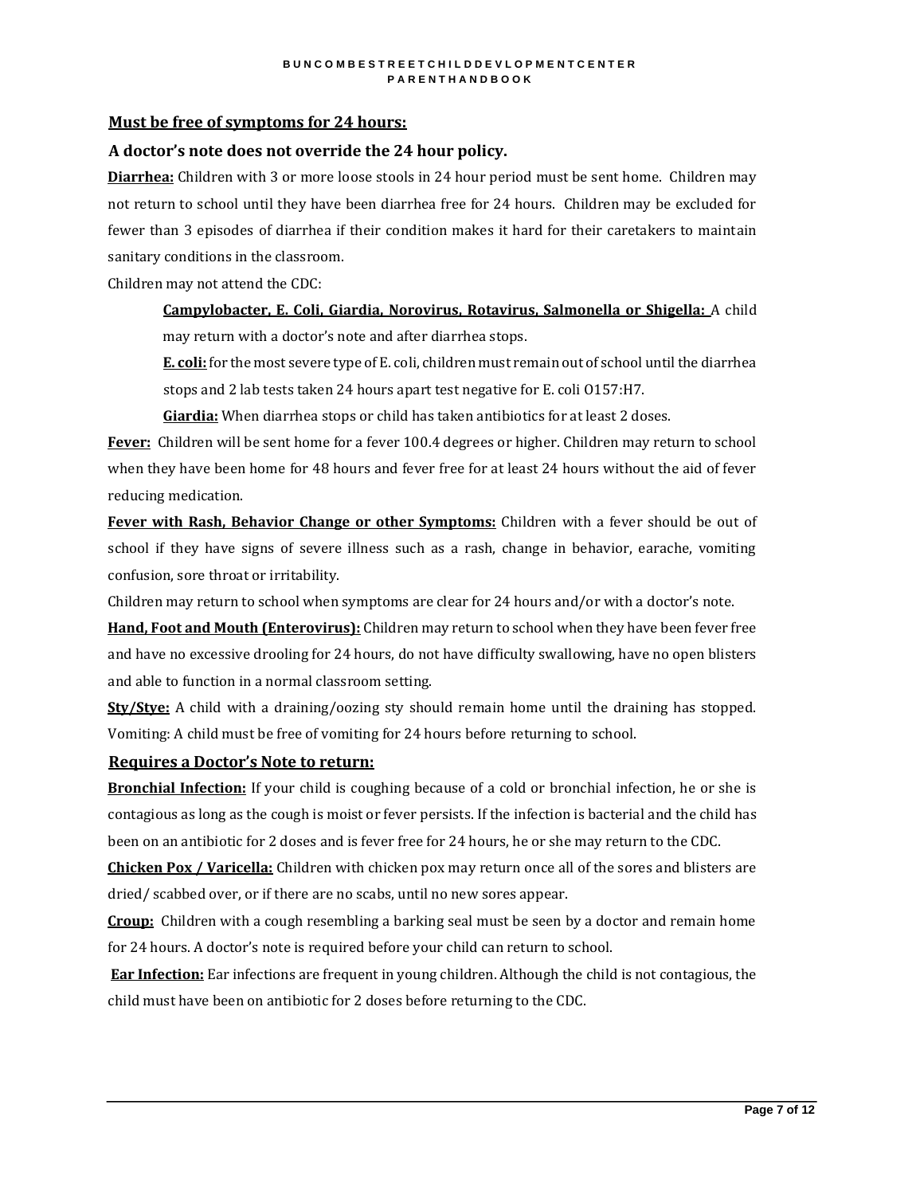## Must be free of symptoms for 24 hours:

### A doctor's note does not override the 24 hour policy.

**Diarrhea:** Children with 3 or more loose stools in 24 hour period must be sent home. Children may not return to school until they have been diarrhea free for 24 hours. Children may be excluded for fewer than 3 episodes of diarrhea if their condition makes it hard for their caretakers to maintain sanitary conditions in the classroom.

Children may not attend the CDC:

> **Campylobacter, E. Coli, Giardia, Norovirus, Rotavirus, Salmonella or Shigella:** A child may return with a doctor's note and after diarrhea stops.
>
> **E. coli:** for the most severe type of E. coli, children must remain out of school until the diarrhea stops and 2 lab tests taken 24 hours apart test negative for E. coli O157:H7.
>
> **Giardia:** When diarrhea stops or child has taken antibiotics for at least 2 doses.

**Fever:** Children will be sent home for a fever 100.4 degrees or higher. Children may return to school when they have been home for 48 hours and fever free for at least 24 hours without the aid of fever reducing medication.

**Fever with Rash, Behavior Change or other Symptoms:** Children with a fever should be out of school if they have signs of severe illness such as a rash, change in behavior, earache, vomiting confusion, sore throat or irritability.

Children may return to school when symptoms are clear for 24 hours and/or with a doctor's note.

**Hand, Foot and Mouth (Enterovirus):** Children may return to school when they have been fever free and have no excessive drooling for 24 hours, do not have difficulty swallowing, have no open blisters and able to function in a normal classroom setting.

**Sty/Stye:** A child with a draining/oozing sty should remain home until the draining has stopped. Vomiting: A child must be free of vomiting for 24 hours before returning to school.

## Requires a Doctor's Note to return:

**Bronchial Infection:** If your child is coughing because of a cold or bronchial infection, he or she is contagious as long as the cough is moist or fever persists. If the infection is bacterial and the child has been on an antibiotic for 2 doses and is fever free for 24 hours, he or she may return to the CDC.

**Chicken Pox / Varicella:** Children with chicken pox may return once all of the sores and blisters are dried/ scabbed over, or if there are no scabs, until no new sores appear.

**Croup:** Children with a cough resembling a barking seal must be seen by a doctor and remain home for 24 hours. A doctor's note is required before your child can return to school.

**Ear Infection:** Ear infections are frequent in young children. Although the child is not contagious, the child must have been on antibiotic for 2 doses before returning to the CDC.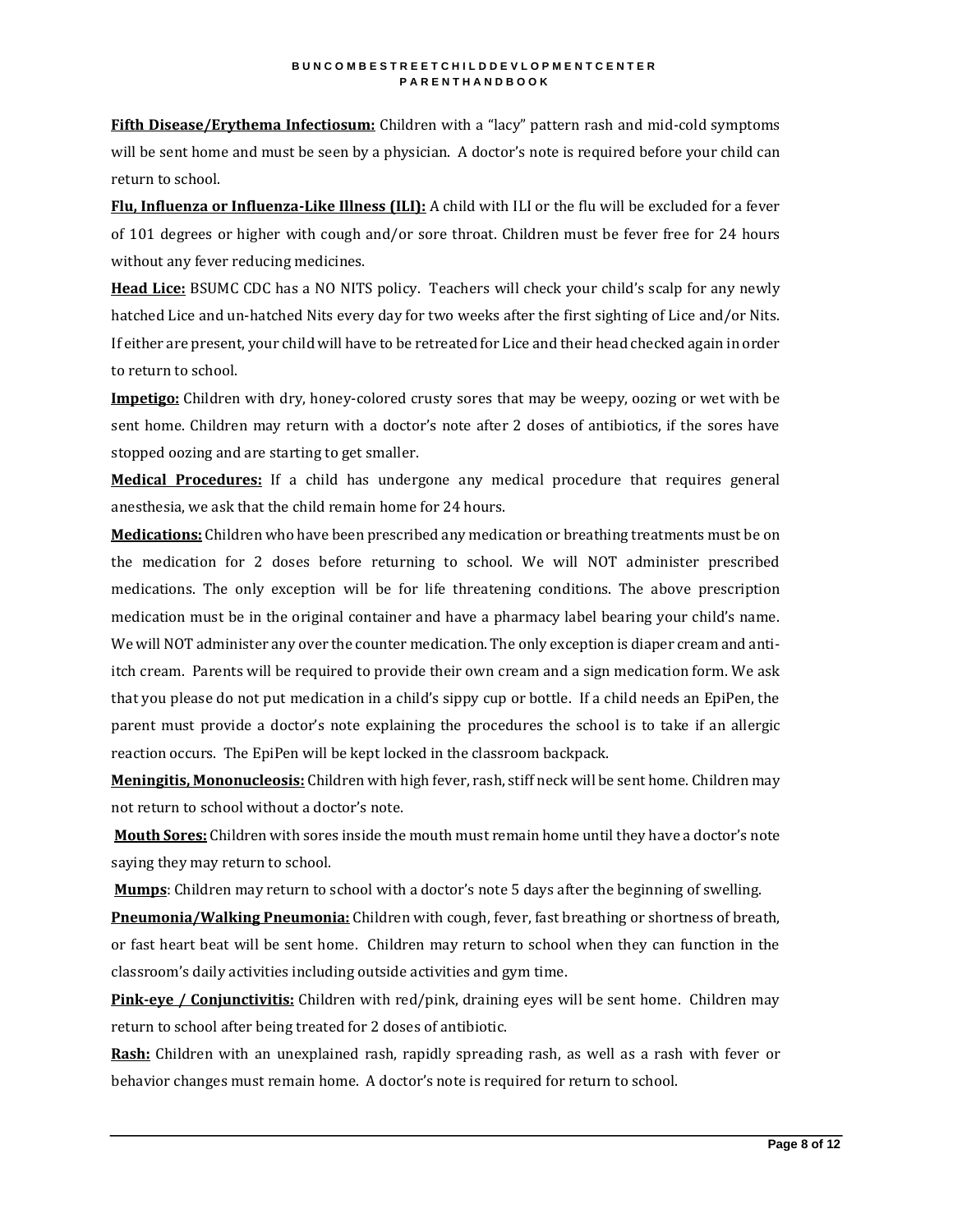**Fifth Disease/Erythema Infectiosum:** Children with a "lacy" pattern rash and mid-cold symptoms will be sent home and must be seen by a physician. A doctor's note is required before your child can return to school.

**Flu, Influenza or Influenza-Like Illness (ILI):** A child with ILI or the flu will be excluded for a fever of 101 degrees or higher with cough and/or sore throat. Children must be fever free for 24 hours without any fever reducing medicines.

**Head Lice:** BSUMC CDC has a NO NITS policy. Teachers will check your child's scalp for any newly hatched Lice and un-hatched Nits every day for two weeks after the first sighting of Lice and/or Nits. If either are present, your child will have to be retreated for Lice and their head checked again in order to return to school.

**Impetigo:** Children with dry, honey-colored crusty sores that may be weepy, oozing or wet with be sent home. Children may return with a doctor's note after 2 doses of antibiotics, if the sores have stopped oozing and are starting to get smaller.

**Medical Procedures:** If a child has undergone any medical procedure that requires general anesthesia, we ask that the child remain home for 24 hours.

**Medications:** Children who have been prescribed any medication or breathing treatments must be on the medication for 2 doses before returning to school. We will NOT administer prescribed medications. The only exception will be for life threatening conditions. The above prescription medication must be in the original container and have a pharmacy label bearing your child's name. We will NOT administer any over the counter medication. The only exception is diaper cream and anti-itch cream. Parents will be required to provide their own cream and a sign medication form. We ask that you please do not put medication in a child's sippy cup or bottle. If a child needs an EpiPen, the parent must provide a doctor's note explaining the procedures the school is to take if an allergic reaction occurs. The EpiPen will be kept locked in the classroom backpack.

**Meningitis, Mononucleosis:** Children with high fever, rash, stiff neck will be sent home. Children may not return to school without a doctor's note.

**Mouth Sores:** Children with sores inside the mouth must remain home until they have a doctor's note saying they may return to school.

**Mumps**: Children may return to school with a doctor's note 5 days after the beginning of swelling.

**Pneumonia/Walking Pneumonia:** Children with cough, fever, fast breathing or shortness of breath, or fast heart beat will be sent home. Children may return to school when they can function in the classroom's daily activities including outside activities and gym time.

**Pink-eye / Conjunctivitis:** Children with red/pink, draining eyes will be sent home. Children may return to school after being treated for 2 doses of antibiotic.

**Rash:** Children with an unexplained rash, rapidly spreading rash, as well as a rash with fever or behavior changes must remain home. A doctor's note is required for return to school.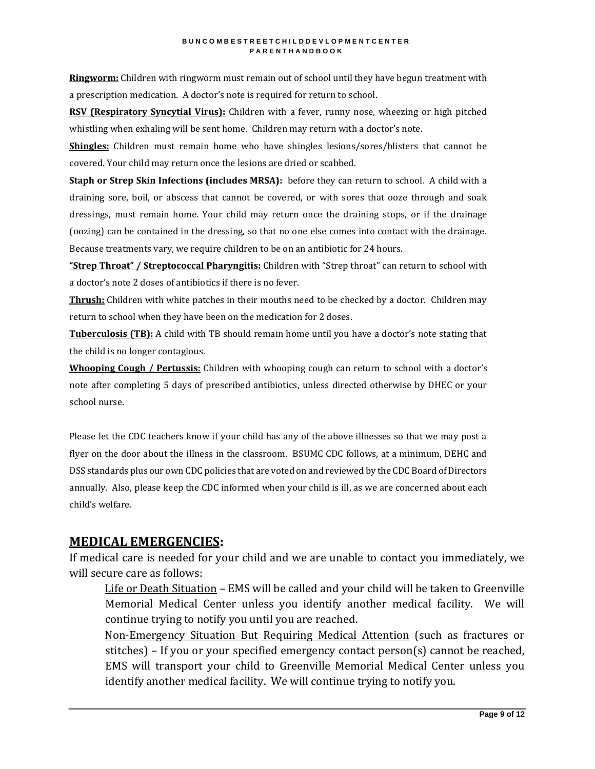**Ringworm:** Children with ringworm must remain out of school until they have begun treatment with a prescription medication. A doctor's note is required for return to school.

**RSV (Respiratory Syncytial Virus):** Children with a fever, runny nose, wheezing or high pitched whistling when exhaling will be sent home. Children may return with a doctor's note.

**Shingles:** Children must remain home who have shingles lesions/sores/blisters that cannot be covered. Your child may return once the lesions are dried or scabbed.

**Staph or Strep Skin Infections (includes MRSA):** before they can return to school. A child with a draining sore, boil, or abscess that cannot be covered, or with sores that ooze through and soak dressings, must remain home. Your child may return once the draining stops, or if the drainage (oozing) can be contained in the dressing, so that no one else comes into contact with the drainage. Because treatments vary, we require children to be on an antibiotic for 24 hours.

**"Strep Throat" / Streptococcal Pharyngitis:** Children with "Strep throat" can return to school with a doctor's note 2 doses of antibiotics if there is no fever.

**Thrush:** Children with white patches in their mouths need to be checked by a doctor. Children may return to school when they have been on the medication for 2 doses.

**Tuberculosis (TB):** A child with TB should remain home until you have a doctor's note stating that the child is no longer contagious.

**Whooping Cough / Pertussis:** Children with whooping cough can return to school with a doctor's note after completing 5 days of prescribed antibiotics, unless directed otherwise by DHEC or your school nurse.

Please let the CDC teachers know if your child has any of the above illnesses so that we may post a flyer on the door about the illness in the classroom. BSUMC CDC follows, at a minimum, DEHC and DSS standards plus our own CDC policies that are voted on and reviewed by the CDC Board of Directors annually. Also, please keep the CDC informed when your child is ill, as we are concerned about each child's welfare.

## MEDICAL EMERGENCIES:

If medical care is needed for your child and we are unable to contact you immediately, we will secure care as follows:

Life or Death Situation – EMS will be called and your child will be taken to Greenville Memorial Medical Center unless you identify another medical facility. We will continue trying to notify you until you are reached.

Non-Emergency Situation But Requiring Medical Attention (such as fractures or stitches) – If you or your specified emergency contact person(s) cannot be reached, EMS will transport your child to Greenville Memorial Medical Center unless you identify another medical facility. We will continue trying to notify you.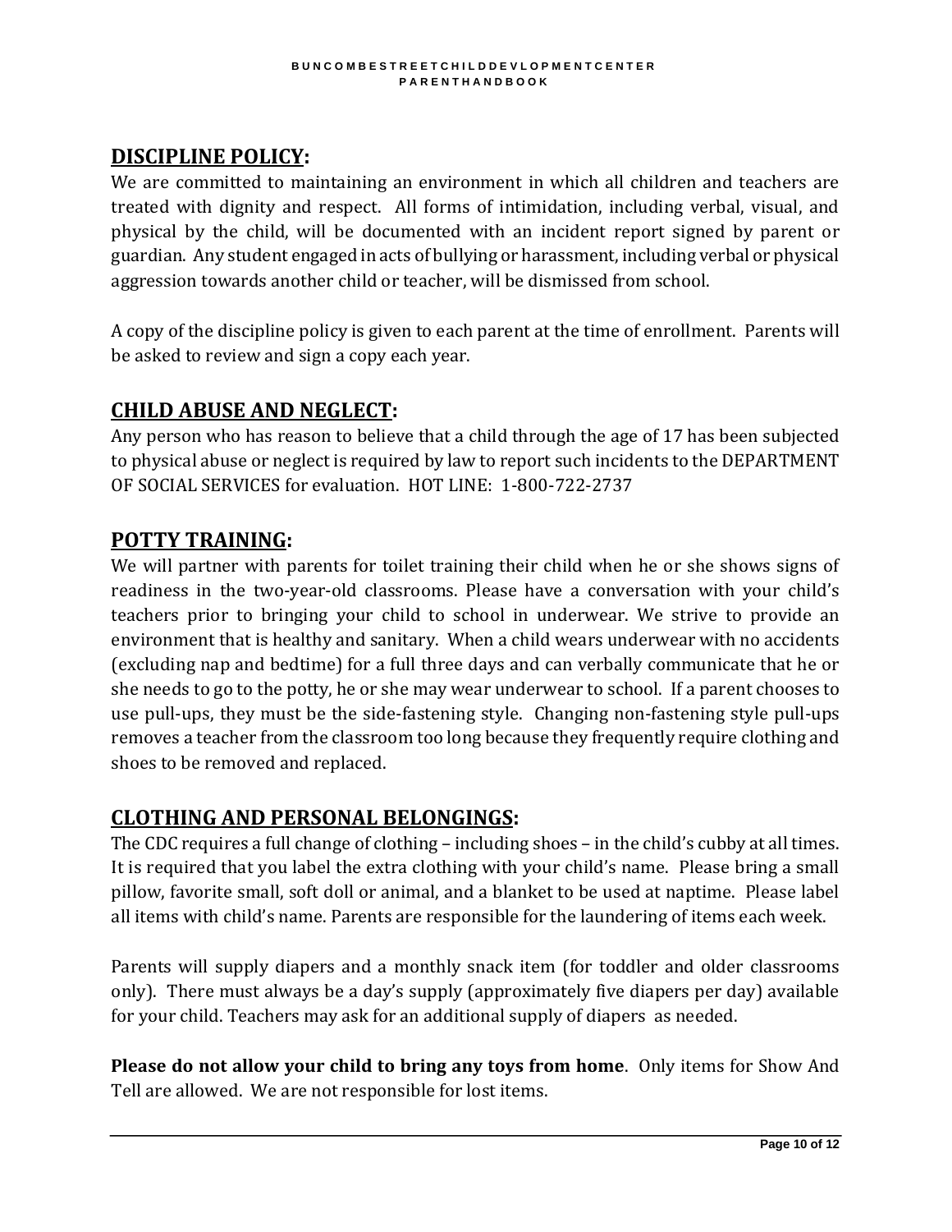## DISCIPLINE POLICY:

We are committed to maintaining an environment in which all children and teachers are treated with dignity and respect. All forms of intimidation, including verbal, visual, and physical by the child, will be documented with an incident report signed by parent or guardian. Any student engaged in acts of bullying or harassment, including verbal or physical aggression towards another child or teacher, will be dismissed from school.

A copy of the discipline policy is given to each parent at the time of enrollment. Parents will be asked to review and sign a copy each year.

## CHILD ABUSE AND NEGLECT:

Any person who has reason to believe that a child through the age of 17 has been subjected to physical abuse or neglect is required by law to report such incidents to the DEPARTMENT OF SOCIAL SERVICES for evaluation. HOT LINE: 1-800-722-2737

## POTTY TRAINING:

We will partner with parents for toilet training their child when he or she shows signs of readiness in the two-year-old classrooms. Please have a conversation with your child's teachers prior to bringing your child to school in underwear. We strive to provide an environment that is healthy and sanitary. When a child wears underwear with no accidents (excluding nap and bedtime) for a full three days and can verbally communicate that he or she needs to go to the potty, he or she may wear underwear to school. If a parent chooses to use pull-ups, they must be the side-fastening style. Changing non-fastening style pull-ups removes a teacher from the classroom too long because they frequently require clothing and shoes to be removed and replaced.

## CLOTHING AND PERSONAL BELONGINGS:

The CDC requires a full change of clothing – including shoes – in the child's cubby at all times. It is required that you label the extra clothing with your child's name. Please bring a small pillow, favorite small, soft doll or animal, and a blanket to be used at naptime. Please label all items with child's name. Parents are responsible for the laundering of items each week.

Parents will supply diapers and a monthly snack item (for toddler and older classrooms only). There must always be a day's supply (approximately five diapers per day) available for your child. Teachers may ask for an additional supply of diapers as needed.

**Please do not allow your child to bring any toys from home**. Only items for Show And Tell are allowed. We are not responsible for lost items.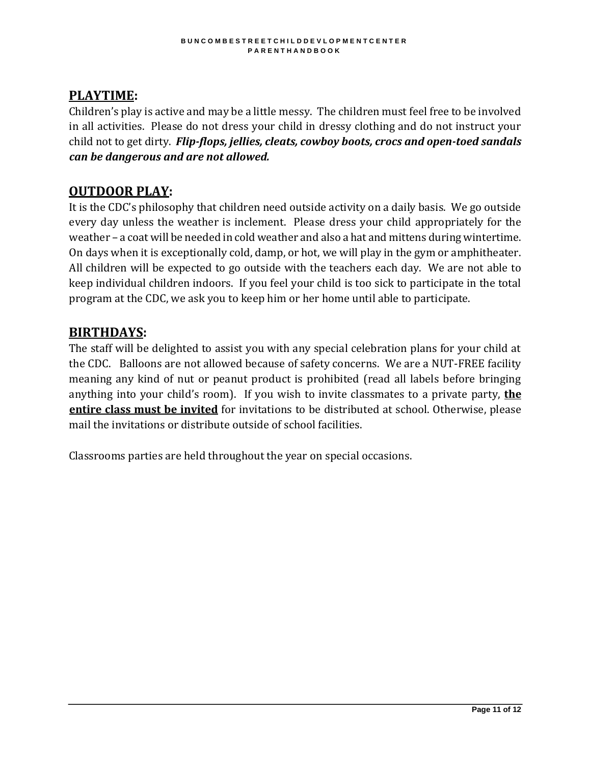## **PLAYTIME:**

Children's play is active and may be a little messy. The children must feel free to be involved in all activities. Please do not dress your child in dressy clothing and do not instruct your child not to get dirty. ***Flip-flops, jellies, cleats, cowboy boots, crocs and open-toed sandals can be dangerous and are not allowed.***

## **OUTDOOR PLAY:**

It is the CDC's philosophy that children need outside activity on a daily basis. We go outside every day unless the weather is inclement. Please dress your child appropriately for the weather – a coat will be needed in cold weather and also a hat and mittens during wintertime. On days when it is exceptionally cold, damp, or hot, we will play in the gym or amphitheater. All children will be expected to go outside with the teachers each day. We are not able to keep individual children indoors. If you feel your child is too sick to participate in the total program at the CDC, we ask you to keep him or her home until able to participate.

## **BIRTHDAYS:**

The staff will be delighted to assist you with any special celebration plans for your child at the CDC. Balloons are not allowed because of safety concerns. We are a NUT-FREE facility meaning any kind of nut or peanut product is prohibited (read all labels before bringing anything into your child's room). If you wish to invite classmates to a private party, **the entire class must be invited** for invitations to be distributed at school. Otherwise, please mail the invitations or distribute outside of school facilities.

Classrooms parties are held throughout the year on special occasions.